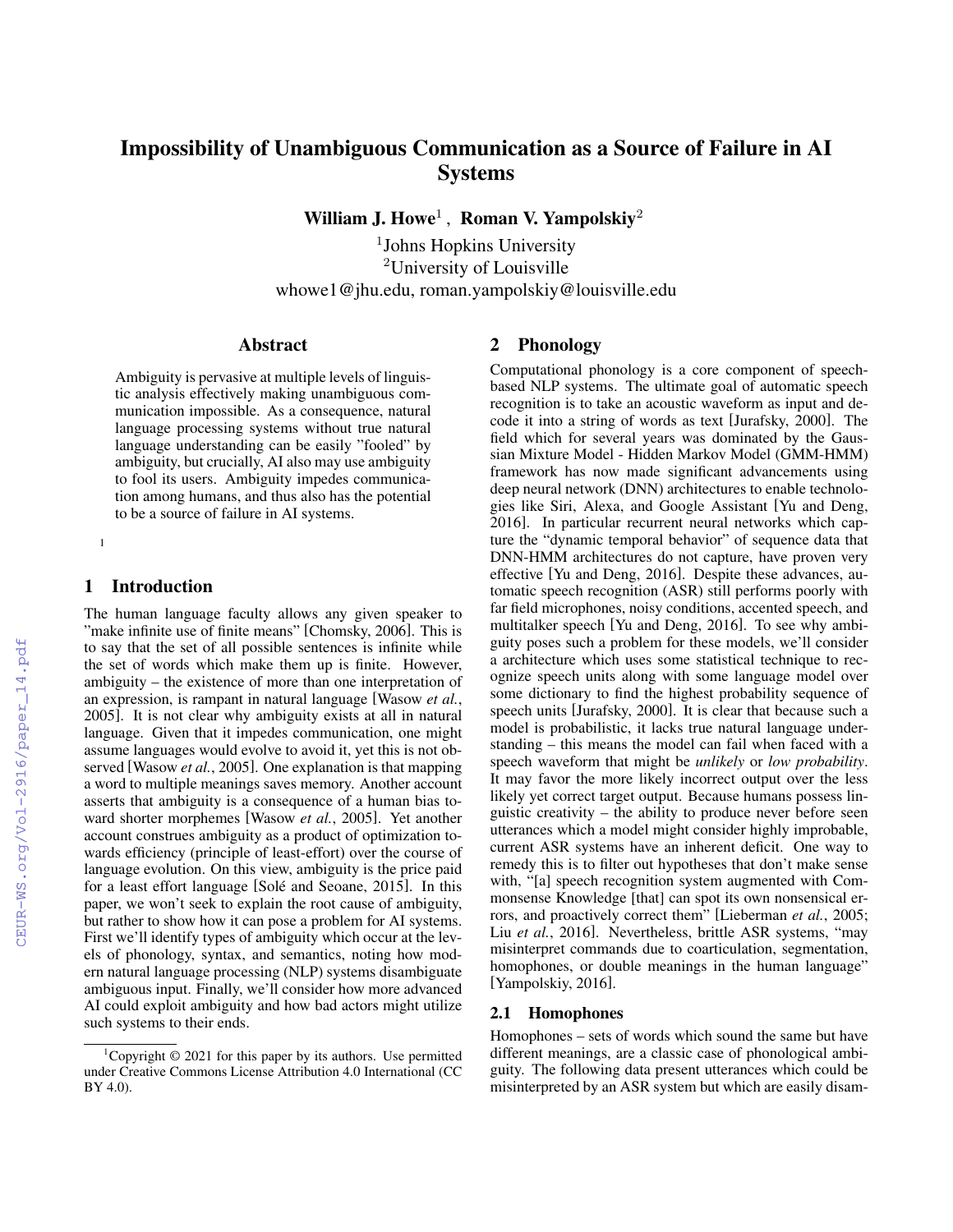# Impossibility of Unambiguous Communication as a Source of Failure in AI Systems

**William J. Howe**[1] , **Roman V. Yampolskiy**[2]

[1]Johns Hopkins University
[2]University of Louisville
whowe1@jhu.edu, roman.yampolskiy@louisville.edu

## Abstract

Ambiguity is pervasive at multiple levels of linguistic analysis effectively making unambiguous communication impossible. As a consequence, natural language processing systems without true natural language understanding can be easily "fooled" by ambiguity, but crucially, AI also may use ambiguity to fool its users. Ambiguity impedes communication among humans, and thus also has the potential to be a source of failure in AI systems.

[1]

## 1 Introduction

The human language faculty allows any given speaker to "make infinite use of finite means" [Chomsky, 2006]. This is to say that the set of all possible sentences is infinite while the set of words which make them up is finite. However, ambiguity – the existence of more than one interpretation of an expression, is rampant in natural language [Wasow *et al.*, 2005]. It is not clear why ambiguity exists at all in natural language. Given that it impedes communication, one might assume languages would evolve to avoid it, yet this is not observed [Wasow *et al.*, 2005]. One explanation is that mapping a word to multiple meanings saves memory. Another account asserts that ambiguity is a consequence of a human bias toward shorter morphemes [Wasow *et al.*, 2005]. Yet another account construes ambiguity as a product of optimization towards efficiency (principle of least-effort) over the course of language evolution. On this view, ambiguity is the price paid for a least effort language [Solé and Seoane, 2015]. In this paper, we won't seek to explain the root cause of ambiguity, but rather to show how it can pose a problem for AI systems. First we'll identify types of ambiguity which occur at the levels of phonology, syntax, and semantics, noting how modern natural language processing (NLP) systems disambiguate ambiguous input. Finally, we'll consider how more advanced AI could exploit ambiguity and how bad actors might utilize such systems to their ends.

[1]Copyright © 2021 for this paper by its authors. Use permitted under Creative Commons License Attribution 4.0 International (CC BY 4.0).

## 2 Phonology

Computational phonology is a core component of speech-based NLP systems. The ultimate goal of automatic speech recognition is to take an acoustic waveform as input and decode it into a string of words as text [Jurafsky, 2000]. The field which for several years was dominated by the Gaussian Mixture Model - Hidden Markov Model (GMM-HMM) framework has now made significant advancements using deep neural network (DNN) architectures to enable technologies like Siri, Alexa, and Google Assistant [Yu and Deng, 2016]. In particular recurrent neural networks which capture the "dynamic temporal behavior" of sequence data that DNN-HMM architectures do not capture, have proven very effective [Yu and Deng, 2016]. Despite these advances, automatic speech recognition (ASR) still performs poorly with far field microphones, noisy conditions, accented speech, and multitalker speech [Yu and Deng, 2016]. To see why ambiguity poses such a problem for these models, we'll consider a architecture which uses some statistical technique to recognize speech units along with some language model over some dictionary to find the highest probability sequence of speech units [Jurafsky, 2000]. It is clear that because such a model is probabilistic, it lacks true natural language understanding – this means the model can fail when faced with a speech waveform that might be *unlikely* or *low probability*. It may favor the more likely incorrect output over the less likely yet correct target output. Because humans possess linguistic creativity – the ability to produce never before seen utterances which a model might consider highly improbable, current ASR systems have an inherent deficit. One way to remedy this is to filter out hypotheses that don't make sense with, "[a] speech recognition system augmented with Commonsense Knowledge [that] can spot its own nonsensical errors, and proactively correct them" [Lieberman *et al.*, 2005; Liu *et al.*, 2016]. Nevertheless, brittle ASR systems, "may misinterpret commands due to coarticulation, segmentation, homophones, or double meanings in the human language" [Yampolskiy, 2016].

### 2.1 Homophones

Homophones – sets of words which sound the same but have different meanings, are a classic case of phonological ambiguity. The following data present utterances which could be misinterpreted by an ASR system but which are easily disam-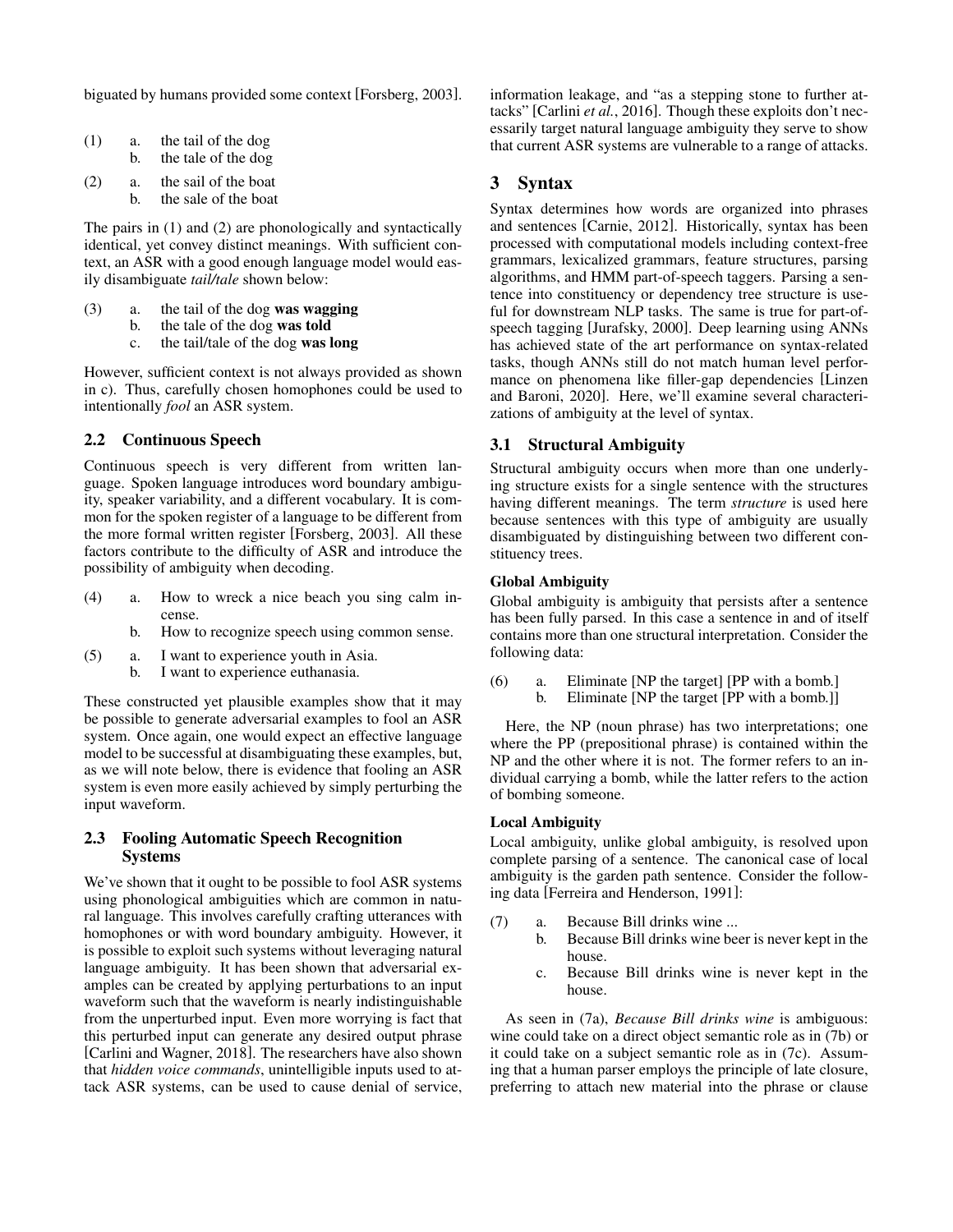biguated by humans provided some context [Forsberg, 2003].

(1) a. the tail of the dog
    b. the tale of the dog

(2) a. the sail of the boat
    b. the sale of the boat

The pairs in (1) and (2) are phonologically and syntactically identical, yet convey distinct meanings. With sufficient context, an ASR with a good enough language model would easily disambiguate *tail/tale* shown below:

(3) a. the tail of the dog **was wagging**
    b. the tale of the dog **was told**
    c. the tail/tale of the dog **was long**

However, sufficient context is not always provided as shown in c). Thus, carefully chosen homophones could be used to intentionally *fool* an ASR system.

## 2.2 Continuous Speech

Continuous speech is very different from written language. Spoken language introduces word boundary ambiguity, speaker variability, and a different vocabulary. It is common for the spoken register of a language to be different from the more formal written register [Forsberg, 2003]. All these factors contribute to the difficulty of ASR and introduce the possibility of ambiguity when decoding.

(4) a. How to wreck a nice beach you sing calm incense.
    b. How to recognize speech using common sense.

(5) a. I want to experience youth in Asia.
    b. I want to experience euthanasia.

These constructed yet plausible examples show that it may be possible to generate adversarial examples to fool an ASR system. Once again, one would expect an effective language model to be successful at disambiguating these examples, but, as we will note below, there is evidence that fooling an ASR system is even more easily achieved by simply perturbing the input waveform.

## 2.3 Fooling Automatic Speech Recognition Systems

We've shown that it ought to be possible to fool ASR systems using phonological ambiguities which are common in natural language. This involves carefully crafting utterances with homophones or with word boundary ambiguity. However, it is possible to exploit such systems without leveraging natural language ambiguity. It has been shown that adversarial examples can be created by applying perturbations to an input waveform such that the waveform is nearly indistinguishable from the unperturbed input. Even more worrying is fact that this perturbed input can generate any desired output phrase [Carlini and Wagner, 2018]. The researchers have also shown that *hidden voice commands*, unintelligible inputs used to attack ASR systems, can be used to cause denial of service, information leakage, and "as a stepping stone to further attacks" [Carlini *et al.*, 2016]. Though these exploits don't necessarily target natural language ambiguity they serve to show that current ASR systems are vulnerable to a range of attacks.

# 3 Syntax

Syntax determines how words are organized into phrases and sentences [Carnie, 2012]. Historically, syntax has been processed with computational models including context-free grammars, lexicalized grammars, feature structures, parsing algorithms, and HMM part-of-speech taggers. Parsing a sentence into constituency or dependency tree structure is useful for downstream NLP tasks. The same is true for part-of-speech tagging [Jurafsky, 2000]. Deep learning using ANNs has achieved state of the art performance on syntax-related tasks, though ANNs still do not match human level performance on phenomena like filler-gap dependencies [Linzen and Baroni, 2020]. Here, we'll examine several characterizations of ambiguity at the level of syntax.

## 3.1 Structural Ambiguity

Structural ambiguity occurs when more than one underlying structure exists for a single sentence with the structures having different meanings. The term *structure* is used here because sentences with this type of ambiguity are usually disambiguated by distinguishing between two different constituency trees.

### Global Ambiguity

Global ambiguity is ambiguity that persists after a sentence has been fully parsed. In this case a sentence in and of itself contains more than one structural interpretation. Consider the following data:

(6) a. Eliminate [NP the target] [PP with a bomb.]
    b. Eliminate [NP the target [PP with a bomb.]]

Here, the NP (noun phrase) has two interpretations; one where the PP (prepositional phrase) is contained within the NP and the other where it is not. The former refers to an individual carrying a bomb, while the latter refers to the action of bombing someone.

### Local Ambiguity

Local ambiguity, unlike global ambiguity, is resolved upon complete parsing of a sentence. The canonical case of local ambiguity is the garden path sentence. Consider the following data [Ferreira and Henderson, 1991]:

(7) a. Because Bill drinks wine ...
    b. Because Bill drinks wine beer is never kept in the house.
    c. Because Bill drinks wine is never kept in the house.

As seen in (7a), *Because Bill drinks wine* is ambiguous: wine could take on a direct object semantic role as in (7b) or it could take on a subject semantic role as in (7c). Assuming that a human parser employs the principle of late closure, preferring to attach new material into the phrase or clause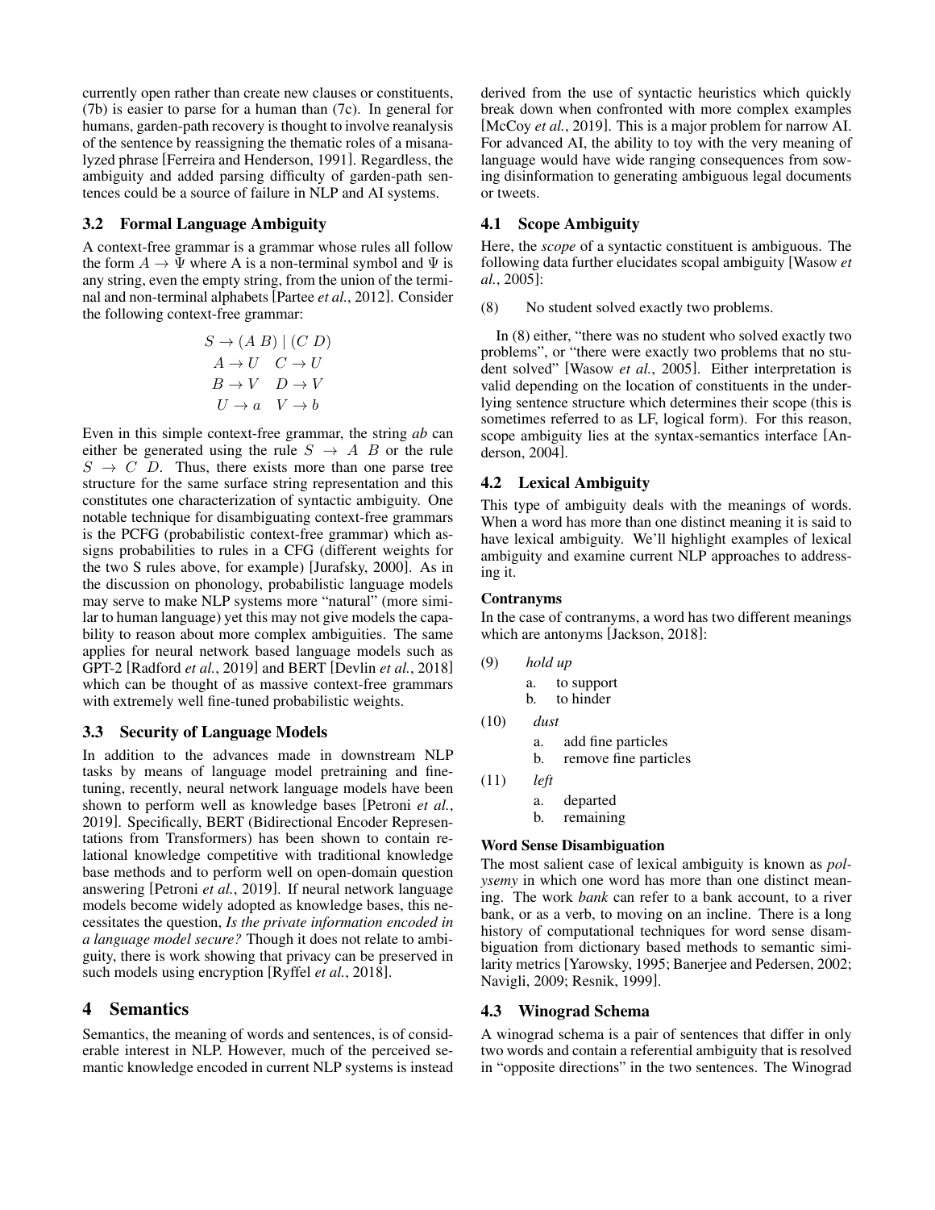currently open rather than create new clauses or constituents, (7b) is easier to parse for a human than (7c). In general for humans, garden-path recovery is thought to involve reanalysis of the sentence by reassigning the thematic roles of a misanalyzed phrase [Ferreira and Henderson, 1991]. Regardless, the ambiguity and added parsing difficulty of garden-path sentences could be a source of failure in NLP and AI systems.

### 3.2 Formal Language Ambiguity

A context-free grammar is a grammar whose rules all follow the form $A \rightarrow \Psi$ where A is a non-terminal symbol and $\Psi$ is any string, even the empty string, from the union of the terminal and non-terminal alphabets [Partee *et al.*, 2012]. Consider the following context-free grammar:

$$S \rightarrow (A\ B) \mid (C\ D)$$
$$A \rightarrow U \quad C \rightarrow U$$
$$B \rightarrow V \quad D \rightarrow V$$
$$U \rightarrow a \quad V \rightarrow b$$

Even in this simple context-free grammar, the string *ab* can either be generated using the rule $S \rightarrow A\ B$ or the rule $S \rightarrow C\ D$. Thus, there exists more than one parse tree structure for the same surface string representation and this constitutes one characterization of syntactic ambiguity. One notable technique for disambiguating context-free grammars is the PCFG (probabilistic context-free grammar) which assigns probabilities to rules in a CFG (different weights for the two S rules above, for example) [Jurafsky, 2000]. As in the discussion on phonology, probabilistic language models may serve to make NLP systems more "natural" (more similar to human language) yet this may not give models the capability to reason about more complex ambiguities. The same applies for neural network based language models such as GPT-2 [Radford *et al.*, 2019] and BERT [Devlin *et al.*, 2018] which can be thought of as massive context-free grammars with extremely well fine-tuned probabilistic weights.

### 3.3 Security of Language Models

In addition to the advances made in downstream NLP tasks by means of language model pretraining and fine-tuning, recently, neural network language models have been shown to perform well as knowledge bases [Petroni *et al.*, 2019]. Specifically, BERT (Bidirectional Encoder Representations from Transformers) has been shown to contain relational knowledge competitive with traditional knowledge base methods and to perform well on open-domain question answering [Petroni *et al.*, 2019]. If neural network language models become widely adopted as knowledge bases, this necessitates the question, *Is the private information encoded in a language model secure?* Though it does not relate to ambiguity, there is work showing that privacy can be preserved in such models using encryption [Ryffel *et al.*, 2018].

## 4 Semantics

Semantics, the meaning of words and sentences, is of considerable interest in NLP. However, much of the perceived semantic knowledge encoded in current NLP systems is instead derived from the use of syntactic heuristics which quickly break down when confronted with more complex examples [McCoy *et al.*, 2019]. This is a major problem for narrow AI. For advanced AI, the ability to toy with the very meaning of language would have wide ranging consequences from sowing disinformation to generating ambiguous legal documents or tweets.

### 4.1 Scope Ambiguity

Here, the *scope* of a syntactic constituent is ambiguous. The following data further elucidates scopal ambiguity [Wasow *et al.*, 2005]:

(8) No student solved exactly two problems.

In (8) either, "there was no student who solved exactly two problems", or "there were exactly two problems that no student solved" [Wasow *et al.*, 2005]. Either interpretation is valid depending on the location of constituents in the underlying sentence structure which determines their scope (this is sometimes referred to as LF, logical form). For this reason, scope ambiguity lies at the syntax-semantics interface [Anderson, 2004].

### 4.2 Lexical Ambiguity

This type of ambiguity deals with the meanings of words. When a word has more than one distinct meaning it is said to have lexical ambiguity. We'll highlight examples of lexical ambiguity and examine current NLP approaches to addressing it.

#### Contranyms

In the case of contranyms, a word has two different meanings which are antonyms [Jackson, 2018]:

(9) *hold up*
  a. to support
  b. to hinder

(10) *dust*
  a. add fine particles
  b. remove fine particles

(11) *left*
  a. departed
  b. remaining

#### Word Sense Disambiguation

The most salient case of lexical ambiguity is known as *polysemy* in which one word has more than one distinct meaning. The work *bank* can refer to a bank account, to a river bank, or as a verb, to moving on an incline. There is a long history of computational techniques for word sense disambiguation from dictionary based methods to semantic similarity metrics [Yarowsky, 1995; Banerjee and Pedersen, 2002; Navigli, 2009; Resnik, 1999].

### 4.3 Winograd Schema

A winograd schema is a pair of sentences that differ in only two words and contain a referential ambiguity that is resolved in "opposite directions" in the two sentences. The Winograd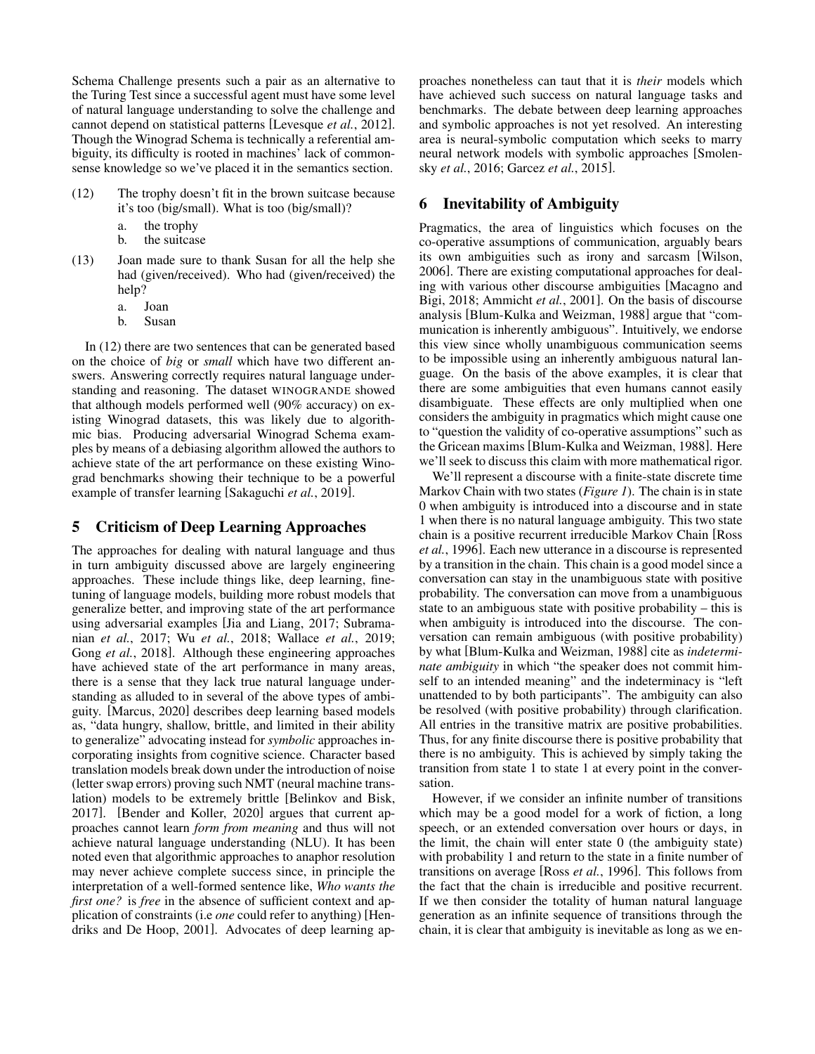Schema Challenge presents such a pair as an alternative to the Turing Test since a successful agent must have some level of natural language understanding to solve the challenge and cannot depend on statistical patterns [Levesque *et al.*, 2012]. Though the Winograd Schema is technically a referential ambiguity, its difficulty is rooted in machines' lack of commonsense knowledge so we've placed it in the semantics section.

(12) The trophy doesn't fit in the brown suitcase because it's too (big/small). What is too (big/small)?

   a. the trophy

   b. the suitcase

(13) Joan made sure to thank Susan for all the help she had (given/received). Who had (given/received) the help?

   a. Joan

   b. Susan

In (12) there are two sentences that can be generated based on the choice of *big* or *small* which have two different answers. Answering correctly requires natural language understanding and reasoning. The dataset WINOGRANDE showed that although models performed well (90% accuracy) on existing Winograd datasets, this was likely due to algorithmic bias. Producing adversarial Winograd Schema examples by means of a debiasing algorithm allowed the authors to achieve state of the art performance on these existing Winograd benchmarks showing their technique to be a powerful example of transfer learning [Sakaguchi *et al.*, 2019].

## 5 Criticism of Deep Learning Approaches

The approaches for dealing with natural language and thus in turn ambiguity discussed above are largely engineering approaches. These include things like, deep learning, finetuning of language models, building more robust models that generalize better, and improving state of the art performance using adversarial examples [Jia and Liang, 2017; Subramanian *et al.*, 2017; Wu *et al.*, 2018; Wallace *et al.*, 2019; Gong *et al.*, 2018]. Although these engineering approaches have achieved state of the art performance in many areas, there is a sense that they lack true natural language understanding as alluded to in several of the above types of ambiguity. [Marcus, 2020] describes deep learning based models as, "data hungry, shallow, brittle, and limited in their ability to generalize" advocating instead for *symbolic* approaches incorporating insights from cognitive science. Character based translation models break down under the introduction of noise (letter swap errors) proving such NMT (neural machine translation) models to be extremely brittle [Belinkov and Bisk, 2017]. [Bender and Koller, 2020] argues that current approaches cannot learn *form from meaning* and thus will not achieve natural language understanding (NLU). It has been noted even that algorithmic approaches to anaphor resolution may never achieve complete success since, in principle the interpretation of a well-formed sentence like, *Who wants the first one?* is *free* in the absence of sufficient context and application of constraints (i.e *one* could refer to anything) [Hendriks and De Hoop, 2001]. Advocates of deep learning approaches nonetheless can taut that it is *their* models which have achieved such success on natural language tasks and benchmarks. The debate between deep learning approaches and symbolic approaches is not yet resolved. An interesting area is neural-symbolic computation which seeks to marry neural network models with symbolic approaches [Smolensky *et al.*, 2016; Garcez *et al.*, 2015].

## 6 Inevitability of Ambiguity

Pragmatics, the area of linguistics which focuses on the co-operative assumptions of communication, arguably bears its own ambiguities such as irony and sarcasm [Wilson, 2006]. There are existing computational approaches for dealing with various other discourse ambiguities [Macagno and Bigi, 2018; Ammicht *et al.*, 2001]. On the basis of discourse analysis [Blum-Kulka and Weizman, 1988] argue that "communication is inherently ambiguous". Intuitively, we endorse this view since wholly unambiguous communication seems to be impossible using an inherently ambiguous natural language. On the basis of the above examples, it is clear that there are some ambiguities that even humans cannot easily disambiguate. These effects are only multiplied when one considers the ambiguity in pragmatics which might cause one to "question the validity of co-operative assumptions" such as the Gricean maxims [Blum-Kulka and Weizman, 1988]. Here we'll seek to discuss this claim with more mathematical rigor.

We'll represent a discourse with a finite-state discrete time Markov Chain with two states (*Figure 1*). The chain is in state 0 when ambiguity is introduced into a discourse and in state 1 when there is no natural language ambiguity. This two state chain is a positive recurrent irreducible Markov Chain [Ross *et al.*, 1996]. Each new utterance in a discourse is represented by a transition in the chain. This chain is a good model since a conversation can stay in the unambiguous state with positive probability. The conversation can move from a unambiguous state to an ambiguous state with positive probability – this is when ambiguity is introduced into the discourse. The conversation can remain ambiguous (with positive probability) by what [Blum-Kulka and Weizman, 1988] cite as *indeterminate ambiguity* in which "the speaker does not commit himself to an intended meaning" and the indeterminacy is "left unattended to by both participants". The ambiguity can also be resolved (with positive probability) through clarification. All entries in the transitive matrix are positive probabilities. Thus, for any finite discourse there is positive probability that there is no ambiguity. This is achieved by simply taking the transition from state 1 to state 1 at every point in the conversation.

However, if we consider an infinite number of transitions which may be a good model for a work of fiction, a long speech, or an extended conversation over hours or days, in the limit, the chain will enter state 0 (the ambiguity state) with probability 1 and return to the state in a finite number of transitions on average [Ross *et al.*, 1996]. This follows from the fact that the chain is irreducible and positive recurrent. If we then consider the totality of human natural language generation as an infinite sequence of transitions through the chain, it is clear that ambiguity is inevitable as long as we en-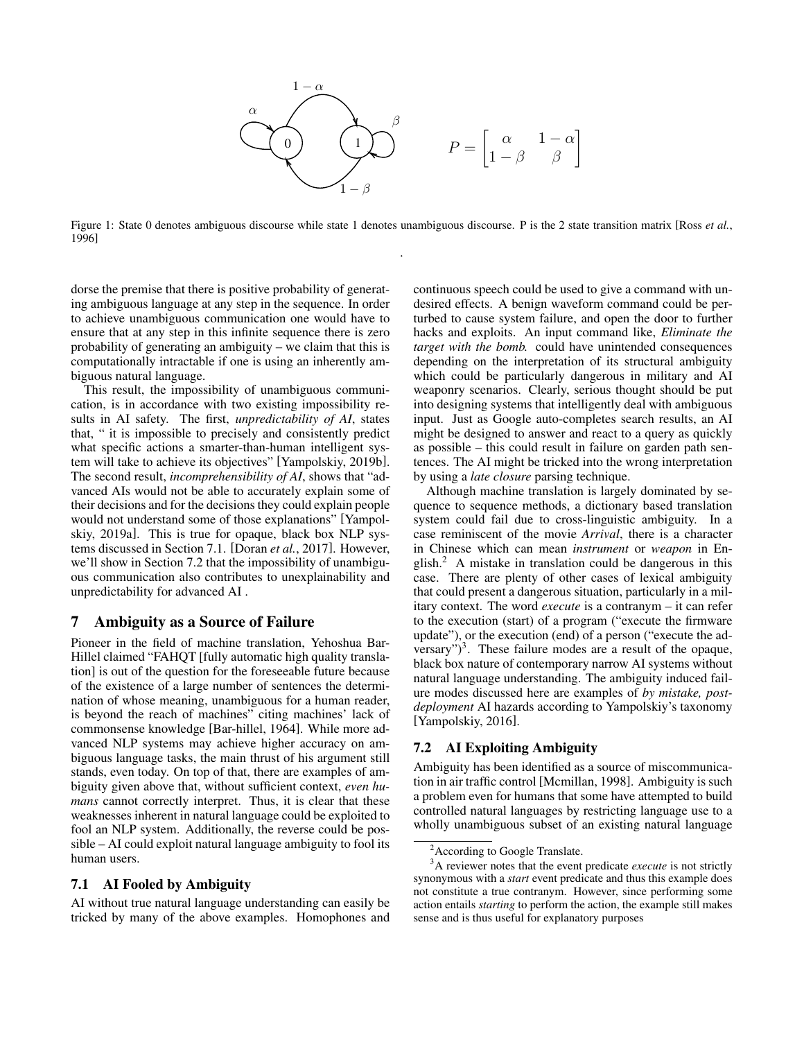$$P = \begin{bmatrix} \alpha & 1-\alpha \\ 1-\beta & \beta \end{bmatrix}$$

Figure 1: State 0 denotes ambiguous discourse while state 1 denotes unambiguous discourse. P is the 2 state transition matrix [Ross *et al.*, 1996]

dorse the premise that there is positive probability of generating ambiguous language at any step in the sequence. In order to achieve unambiguous communication one would have to ensure that at any step in this infinite sequence there is zero probability of generating an ambiguity – we claim that this is computationally intractable if one is using an inherently ambiguous natural language.

This result, the impossibility of unambiguous communication, is in accordance with two existing impossibility results in AI safety. The first, *unpredictability of AI*, states that, " it is impossible to precisely and consistently predict what specific actions a smarter-than-human intelligent system will take to achieve its objectives" [Yampolskiy, 2019b]. The second result, *incomprehensibility of AI*, shows that "advanced AIs would not be able to accurately explain some of their decisions and for the decisions they could explain people would not understand some of those explanations" [Yampolskiy, 2019a]. This is true for opaque, black box NLP systems discussed in Section 7.1. [Doran *et al.*, 2017]. However, we'll show in Section 7.2 that the impossibility of unambiguous communication also contributes to unexplainability and unpredictability for advanced AI .

# 7 Ambiguity as a Source of Failure

Pioneer in the field of machine translation, Yehoshua Bar-Hillel claimed "FAHQT [fully automatic high quality translation] is out of the question for the foreseeable future because of the existence of a large number of sentences the determination of whose meaning, unambiguous for a human reader, is beyond the reach of machines" citing machines' lack of commonsense knowledge [Bar-hillel, 1964]. While more advanced NLP systems may achieve higher accuracy on ambiguous language tasks, the main thrust of his argument still stands, even today. On top of that, there are examples of ambiguity given above that, without sufficient context, *even humans* cannot correctly interpret. Thus, it is clear that these weaknesses inherent in natural language could be exploited to fool an NLP system. Additionally, the reverse could be possible – AI could exploit natural language ambiguity to fool its human users.

## 7.1 AI Fooled by Ambiguity

AI without true natural language understanding can easily be tricked by many of the above examples. Homophones and continuous speech could be used to give a command with undesired effects. A benign waveform command could be perturbed to cause system failure, and open the door to further hacks and exploits. An input command like, *Eliminate the target with the bomb.* could have unintended consequences depending on the interpretation of its structural ambiguity which could be particularly dangerous in military and AI weaponry scenarios. Clearly, serious thought should be put into designing systems that intelligently deal with ambiguous input. Just as Google auto-completes search results, an AI might be designed to answer and react to a query as quickly as possible – this could result in failure on garden path sentences. The AI might be tricked into the wrong interpretation by using a *late closure* parsing technique.

Although machine translation is largely dominated by sequence to sequence methods, a dictionary based translation system could fail due to cross-linguistic ambiguity. In a case reminiscent of the movie *Arrival*, there is a character in Chinese which can mean *instrument* or *weapon* in English.[2] A mistake in translation could be dangerous in this case. There are plenty of other cases of lexical ambiguity that could present a dangerous situation, particularly in a military context. The word *execute* is a contranym – it can refer to the execution (start) of a program ("execute the firmware update"), or the execution (end) of a person ("execute the adversary")[3]. These failure modes are a result of the opaque, black box nature of contemporary narrow AI systems without natural language understanding. The ambiguity induced failure modes discussed here are examples of *by mistake, post-deployment* AI hazards according to Yampolskiy's taxonomy [Yampolskiy, 2016].

## 7.2 AI Exploiting Ambiguity

Ambiguity has been identified as a source of miscommunication in air traffic control [Mcmillan, 1998]. Ambiguity is such a problem even for humans that some have attempted to build controlled natural languages by restricting language use to a wholly unambiguous subset of an existing natural language

[2] According to Google Translate.

[3] A reviewer notes that the event predicate *execute* is not strictly synonymous with a *start* event predicate and thus this example does not constitute a true contranym. However, since performing some action entails *starting* to perform the action, the example still makes sense and is thus useful for explanatory purposes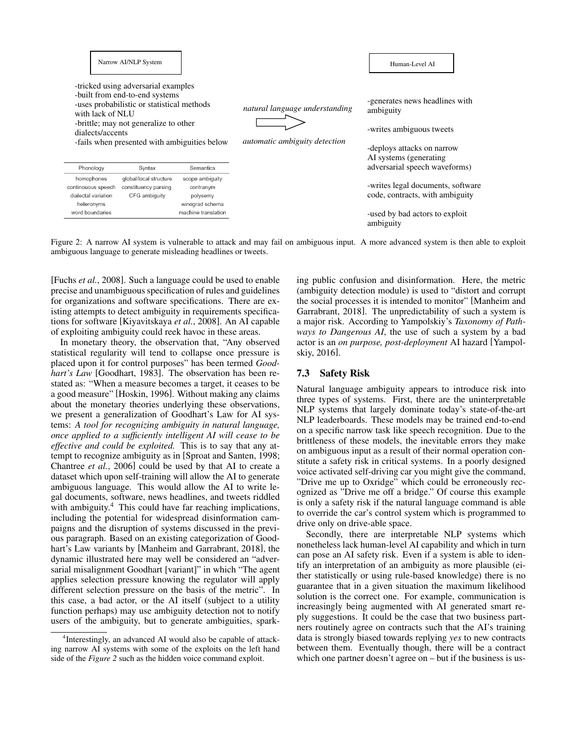Narrow AI/NLP System

- tricked using adversarial examples
- built from end-to-end systems
- uses probabilistic or statistical methods with lack of NLU
- brittle; may not generalize to other dialects/accents
- fails when presented with ambiguities below

| Phonology | Syntax | Semantics |
| --- | --- | --- |
| homophones | global/local structure | scope ambiguity |
| continuous speech | constituency parsing | contranym |
| dialectal variation | CFG ambiguity | polysemy |
| heteronyms | | winograd schema |
| word boundaries | | machine translation |

*natural language understanding*

*automatic ambiguity detection*

Human-Level AI

- generates news headlines with ambiguity
- writes ambiguous tweets
- deploys attacks on narrow AI systems (generating adversarial speech waveforms)
- writes legal documents, software code, contracts, with ambiguity
- used by bad actors to exploit ambiguity

Figure 2: A narrow AI system is vulnerable to attack and may fail on ambiguous input. A more advanced system is then able to exploit ambiguous language to generate misleading headlines or tweets.

[Fuchs *et al.*, 2008]. Such a language could be used to enable precise and unambiguous specification of rules and guidelines for organizations and software specifications. There are existing attempts to detect ambiguity in requirements specifications for software [Kiyavitskaya *et al.*, 2008]. An AI capable of exploiting ambiguity could reek havoc in these areas.

In monetary theory, the observation that, "Any observed statistical regularity will tend to collapse once pressure is placed upon it for control purposes" has been termed *Goodhart's Law* [Goodhart, 1983]. The observation has been restated as: "When a measure becomes a target, it ceases to be a good measure" [Hoskin, 1996]. Without making any claims about the monetary theories underlying these observations, we present a generalization of Goodhart's Law for AI systems: *A tool for recognizing ambiguity in natural language, once applied to a sufficiently intelligent AI will cease to be effective and could be exploited.* This is to say that any attempt to recognize ambiguity as in [Sproat and Santen, 1998; Chantree *et al.*, 2006] could be used by that AI to create a dataset which upon self-training will allow the AI to generate ambiguous language. This would allow the AI to write legal documents, software, news headlines, and tweets riddled with ambiguity.[4] This could have far reaching implications, including the potential for widespread disinformation campaigns and the disruption of systems discussed in the previous paragraph. Based on an existing categorization of Goodhart's Law variants by [Manheim and Garrabrant, 2018], the dynamic illustrated here may well be considered an "adversarial misalignment Goodhart [variant]" in which "The agent applies selection pressure knowing the regulator will apply different selection pressure on the basis of the metric". In this case, a bad actor, or the AI itself (subject to a utility function perhaps) may use ambiguity detection not to notify users of the ambiguity, but to generate ambiguities, sparking public confusion and disinformation. Here, the metric (ambiguity detection module) is used to "distort and corrupt the social processes it is intended to monitor" [Manheim and Garrabrant, 2018]. The unpredictability of such a system is a major risk. According to Yampolskiy's *Taxonomy of Pathways to Dangerous AI*, the use of such a system by a bad actor is an *on purpose, post-deployment* AI hazard [Yampolskiy, 2016].

[4]Interestingly, an advanced AI would also be capable of attacking narrow AI systems with some of the exploits on the left hand side of the *Figure 2* such as the hidden voice command exploit.

### 7.3 Safety Risk

Natural language ambiguity appears to introduce risk into three types of systems. First, there are the uninterpretable NLP systems that largely dominate today's state-of-the-art NLP leaderboards. These models may be trained end-to-end on a specific narrow task like speech recognition. Due to the brittleness of these models, the inevitable errors they make on ambiguous input as a result of their normal operation constitute a safety risk in critical systems. In a poorly designed voice activated self-driving car you might give the command, "Drive me up to Oxridge" which could be erroneously recognized as "Drive me off a bridge." Of course this example is only a safety risk if the natural language command is able to override the car's control system which is programmed to drive only on drive-able space.

Secondly, there are interpretable NLP systems which nonetheless lack human-level AI capability and which in turn can pose an AI safety risk. Even if a system is able to identify an interpretation of an ambiguity as more plausible (either statistically or using rule-based knowledge) there is no guarantee that in a given situation the maximum likelihood solution is the correct one. For example, communication is increasingly being augmented with AI generated smart reply suggestions. It could be the case that two business partners routinely agree on contracts such that the AI's training data is strongly biased towards replying *yes* to new contracts between them. Eventually though, there will be a contract which one partner doesn't agree on – but if the business is us-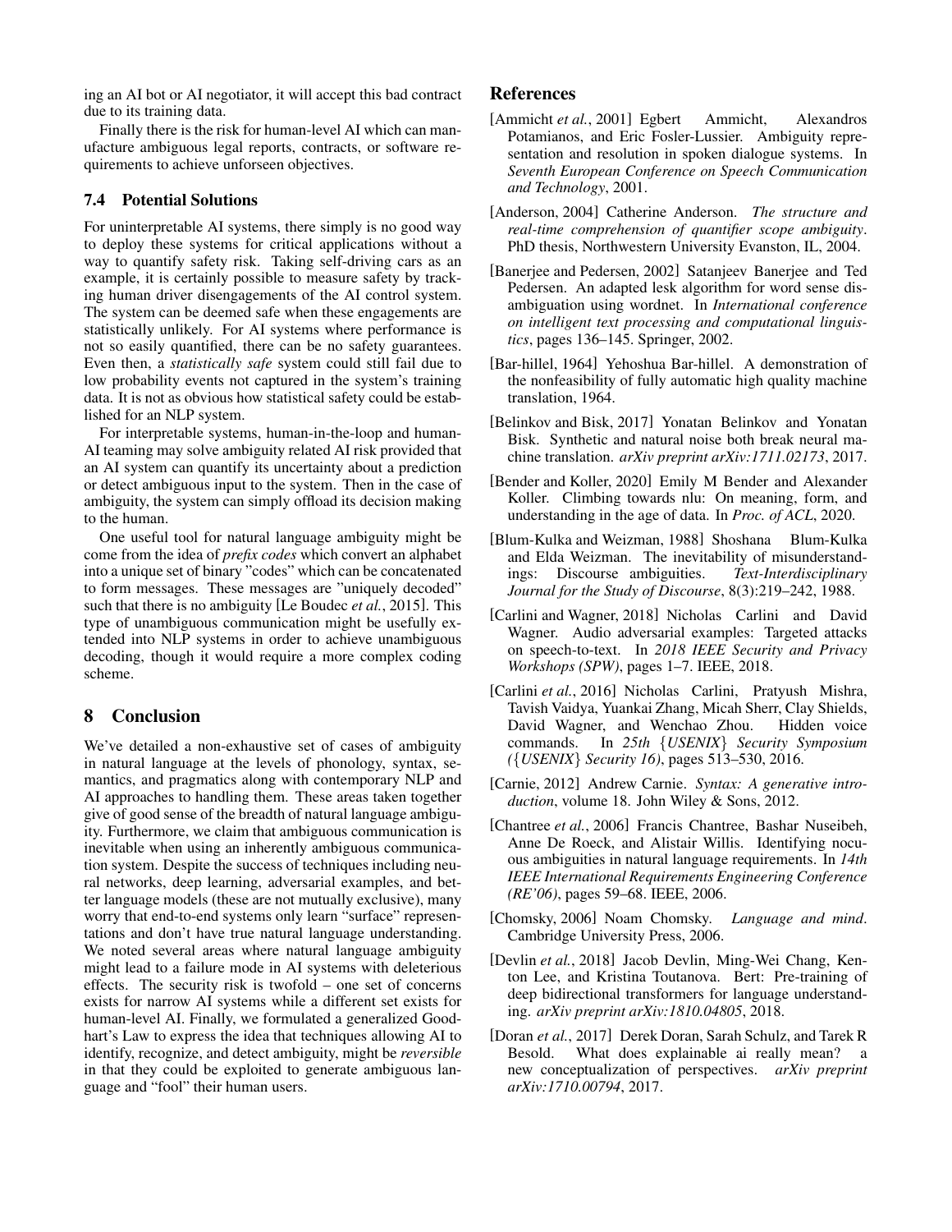ing an AI bot or AI negotiator, it will accept this bad contract due to its training data.

Finally there is the risk for human-level AI which can manufacture ambiguous legal reports, contracts, or software requirements to achieve unforseen objectives.

### 7.4 Potential Solutions

For uninterpretable AI systems, there simply is no good way to deploy these systems for critical applications without a way to quantify safety risk. Taking self-driving cars as an example, it is certainly possible to measure safety by tracking human driver disengagements of the AI control system. The system can be deemed safe when these engagements are statistically unlikely. For AI systems where performance is not so easily quantified, there can be no safety guarantees. Even then, a *statistically safe* system could still fail due to low probability events not captured in the system's training data. It is not as obvious how statistical safety could be established for an NLP system.

For interpretable systems, human-in-the-loop and human-AI teaming may solve ambiguity related AI risk provided that an AI system can quantify its uncertainty about a prediction or detect ambiguous input to the system. Then in the case of ambiguity, the system can simply offload its decision making to the human.

One useful tool for natural language ambiguity might be come from the idea of *prefix codes* which convert an alphabet into a unique set of binary "codes" which can be concatenated to form messages. These messages are "uniquely decoded" such that there is no ambiguity [Le Boudec *et al.*, 2015]. This type of unambiguous communication might be usefully extended into NLP systems in order to achieve unambiguous decoding, though it would require a more complex coding scheme.

## 8 Conclusion

We've detailed a non-exhaustive set of cases of ambiguity in natural language at the levels of phonology, syntax, semantics, and pragmatics along with contemporary NLP and AI approaches to handling them. These areas taken together give of good sense of the breadth of natural language ambiguity. Furthermore, we claim that ambiguous communication is inevitable when using an inherently ambiguous communication system. Despite the success of techniques including neural networks, deep learning, adversarial examples, and better language models (these are not mutually exclusive), many worry that end-to-end systems only learn "surface" representations and don't have true natural language understanding. We noted several areas where natural language ambiguity might lead to a failure mode in AI systems with deleterious effects. The security risk is twofold – one set of concerns exists for narrow AI systems while a different set exists for human-level AI. Finally, we formulated a generalized Goodhart's Law to express the idea that techniques allowing AI to identify, recognize, and detect ambiguity, might be *reversible* in that they could be exploited to generate ambiguous language and "fool" their human users.

## References

[Ammicht *et al.*, 2001] Egbert Ammicht, Alexandros Potamianos, and Eric Fosler-Lussier. Ambiguity representation and resolution in spoken dialogue systems. In *Seventh European Conference on Speech Communication and Technology*, 2001.

[Anderson, 2004] Catherine Anderson. *The structure and real-time comprehension of quantifier scope ambiguity*. PhD thesis, Northwestern University Evanston, IL, 2004.

[Banerjee and Pedersen, 2002] Satanjeev Banerjee and Ted Pedersen. An adapted lesk algorithm for word sense disambiguation using wordnet. In *International conference on intelligent text processing and computational linguistics*, pages 136–145. Springer, 2002.

[Bar-hillel, 1964] Yehoshua Bar-hillel. A demonstration of the nonfeasibility of fully automatic high quality machine translation, 1964.

[Belinkov and Bisk, 2017] Yonatan Belinkov and Yonatan Bisk. Synthetic and natural noise both break neural machine translation. *arXiv preprint arXiv:1711.02173*, 2017.

[Bender and Koller, 2020] Emily M Bender and Alexander Koller. Climbing towards nlu: On meaning, form, and understanding in the age of data. In *Proc. of ACL*, 2020.

[Blum-Kulka and Weizman, 1988] Shoshana Blum-Kulka and Elda Weizman. The inevitability of misunderstandings: Discourse ambiguities. *Text-Interdisciplinary Journal for the Study of Discourse*, 8(3):219–242, 1988.

[Carlini and Wagner, 2018] Nicholas Carlini and David Wagner. Audio adversarial examples: Targeted attacks on speech-to-text. In *2018 IEEE Security and Privacy Workshops (SPW)*, pages 1–7. IEEE, 2018.

[Carlini *et al.*, 2016] Nicholas Carlini, Pratyush Mishra, Tavish Vaidya, Yuankai Zhang, Micah Sherr, Clay Shields, David Wagner, and Wenchao Zhou. Hidden voice commands. In *25th {USENIX} Security Symposium ({USENIX} Security 16)*, pages 513–530, 2016.

[Carnie, 2012] Andrew Carnie. *Syntax: A generative introduction*, volume 18. John Wiley & Sons, 2012.

[Chantree *et al.*, 2006] Francis Chantree, Bashar Nuseibeh, Anne De Roeck, and Alistair Willis. Identifying nocuous ambiguities in natural language requirements. In *14th IEEE International Requirements Engineering Conference (RE'06)*, pages 59–68. IEEE, 2006.

[Chomsky, 2006] Noam Chomsky. *Language and mind*. Cambridge University Press, 2006.

[Devlin *et al.*, 2018] Jacob Devlin, Ming-Wei Chang, Kenton Lee, and Kristina Toutanova. Bert: Pre-training of deep bidirectional transformers for language understanding. *arXiv preprint arXiv:1810.04805*, 2018.

[Doran *et al.*, 2017] Derek Doran, Sarah Schulz, and Tarek R Besold. What does explainable ai really mean? a new conceptualization of perspectives. *arXiv preprint arXiv:1710.00794*, 2017.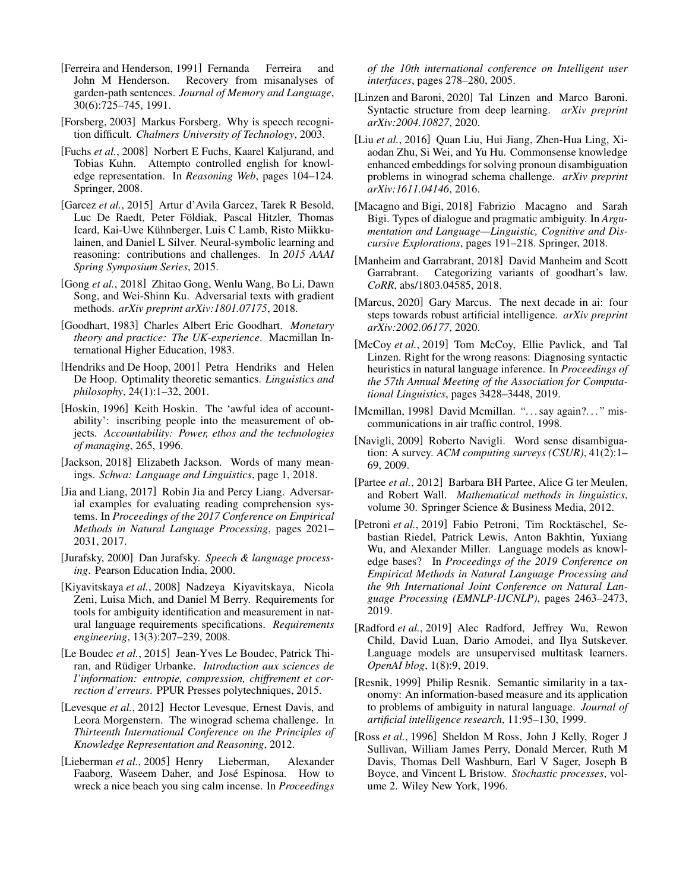[Ferreira and Henderson, 1991] Fernanda Ferreira and John M Henderson. Recovery from misanalyses of garden-path sentences. *Journal of Memory and Language*, 30(6):725–745, 1991.

[Forsberg, 2003] Markus Forsberg. Why is speech recognition difficult. *Chalmers University of Technology*, 2003.

[Fuchs *et al.*, 2008] Norbert E Fuchs, Kaarel Kaljurand, and Tobias Kuhn. Attempto controlled english for knowledge representation. In *Reasoning Web*, pages 104–124. Springer, 2008.

[Garcez *et al.*, 2015] Artur d'Avila Garcez, Tarek R Besold, Luc De Raedt, Peter Földiak, Pascal Hitzler, Thomas Icard, Kai-Uwe Kühnberger, Luis C Lamb, Risto Miikkulainen, and Daniel L Silver. Neural-symbolic learning and reasoning: contributions and challenges. In *2015 AAAI Spring Symposium Series*, 2015.

[Gong *et al.*, 2018] Zhitao Gong, Wenlu Wang, Bo Li, Dawn Song, and Wei-Shinn Ku. Adversarial texts with gradient methods. *arXiv preprint arXiv:1801.07175*, 2018.

[Goodhart, 1983] Charles Albert Eric Goodhart. *Monetary theory and practice: The UK-experience*. Macmillan International Higher Education, 1983.

[Hendriks and De Hoop, 2001] Petra Hendriks and Helen De Hoop. Optimality theoretic semantics. *Linguistics and philosophy*, 24(1):1–32, 2001.

[Hoskin, 1996] Keith Hoskin. The 'awful idea of accountability': inscribing people into the measurement of objects. *Accountability: Power, ethos and the technologies of managing*, 265, 1996.

[Jackson, 2018] Elizabeth Jackson. Words of many meanings. *Schwa: Language and Linguistics*, page 1, 2018.

[Jia and Liang, 2017] Robin Jia and Percy Liang. Adversarial examples for evaluating reading comprehension systems. In *Proceedings of the 2017 Conference on Empirical Methods in Natural Language Processing*, pages 2021–2031, 2017.

[Jurafsky, 2000] Dan Jurafsky. *Speech & language processing*. Pearson Education India, 2000.

[Kiyavitskaya *et al.*, 2008] Nadzeya Kiyavitskaya, Nicola Zeni, Luisa Mich, and Daniel M Berry. Requirements for tools for ambiguity identification and measurement in natural language requirements specifications. *Requirements engineering*, 13(3):207–239, 2008.

[Le Boudec *et al.*, 2015] Jean-Yves Le Boudec, Patrick Thiran, and Rüdiger Urbanke. *Introduction aux sciences de l'information: entropie, compression, chiffrement et correction d'erreurs*. PPUR Presses polytechniques, 2015.

[Levesque *et al.*, 2012] Hector Levesque, Ernest Davis, and Leora Morgenstern. The winograd schema challenge. In *Thirteenth International Conference on the Principles of Knowledge Representation and Reasoning*, 2012.

[Lieberman *et al.*, 2005] Henry Lieberman, Alexander Faaborg, Waseem Daher, and José Espinosa. How to wreck a nice beach you sing calm incense. In *Proceedings of the 10th international conference on Intelligent user interfaces*, pages 278–280, 2005.

[Linzen and Baroni, 2020] Tal Linzen and Marco Baroni. Syntactic structure from deep learning. *arXiv preprint arXiv:2004.10827*, 2020.

[Liu *et al.*, 2016] Quan Liu, Hui Jiang, Zhen-Hua Ling, Xiaodan Zhu, Si Wei, and Yu Hu. Commonsense knowledge enhanced embeddings for solving pronoun disambiguation problems in winograd schema challenge. *arXiv preprint arXiv:1611.04146*, 2016.

[Macagno and Bigi, 2018] Fabrizio Macagno and Sarah Bigi. Types of dialogue and pragmatic ambiguity. In *Argumentation and Language—Linguistic, Cognitive and Discursive Explorations*, pages 191–218. Springer, 2018.

[Manheim and Garrabrant, 2018] David Manheim and Scott Garrabrant. Categorizing variants of goodhart's law. *CoRR*, abs/1803.04585, 2018.

[Marcus, 2020] Gary Marcus. The next decade in ai: four steps towards robust artificial intelligence. *arXiv preprint arXiv:2002.06177*, 2020.

[McCoy *et al.*, 2019] Tom McCoy, Ellie Pavlick, and Tal Linzen. Right for the wrong reasons: Diagnosing syntactic heuristics in natural language inference. In *Proceedings of the 57th Annual Meeting of the Association for Computational Linguistics*, pages 3428–3448, 2019.

[Mcmillan, 1998] David Mcmillan. "...say again?..." miscommunications in air traffic control, 1998.

[Navigli, 2009] Roberto Navigli. Word sense disambiguation: A survey. *ACM computing surveys (CSUR)*, 41(2):1–69, 2009.

[Partee *et al.*, 2012] Barbara BH Partee, Alice G ter Meulen, and Robert Wall. *Mathematical methods in linguistics*, volume 30. Springer Science & Business Media, 2012.

[Petroni *et al.*, 2019] Fabio Petroni, Tim Rocktäschel, Sebastian Riedel, Patrick Lewis, Anton Bakhtin, Yuxiang Wu, and Alexander Miller. Language models as knowledge bases? In *Proceedings of the 2019 Conference on Empirical Methods in Natural Language Processing and the 9th International Joint Conference on Natural Language Processing (EMNLP-IJCNLP)*, pages 2463–2473, 2019.

[Radford *et al.*, 2019] Alec Radford, Jeffrey Wu, Rewon Child, David Luan, Dario Amodei, and Ilya Sutskever. Language models are unsupervised multitask learners. *OpenAI blog*, 1(8):9, 2019.

[Resnik, 1999] Philip Resnik. Semantic similarity in a taxonomy: An information-based measure and its application to problems of ambiguity in natural language. *Journal of artificial intelligence research*, 11:95–130, 1999.

[Ross *et al.*, 1996] Sheldon M Ross, John J Kelly, Roger J Sullivan, William James Perry, Donald Mercer, Ruth M Davis, Thomas Dell Washburn, Earl V Sager, Joseph B Boyce, and Vincent L Bristow. *Stochastic processes*, volume 2. Wiley New York, 1996.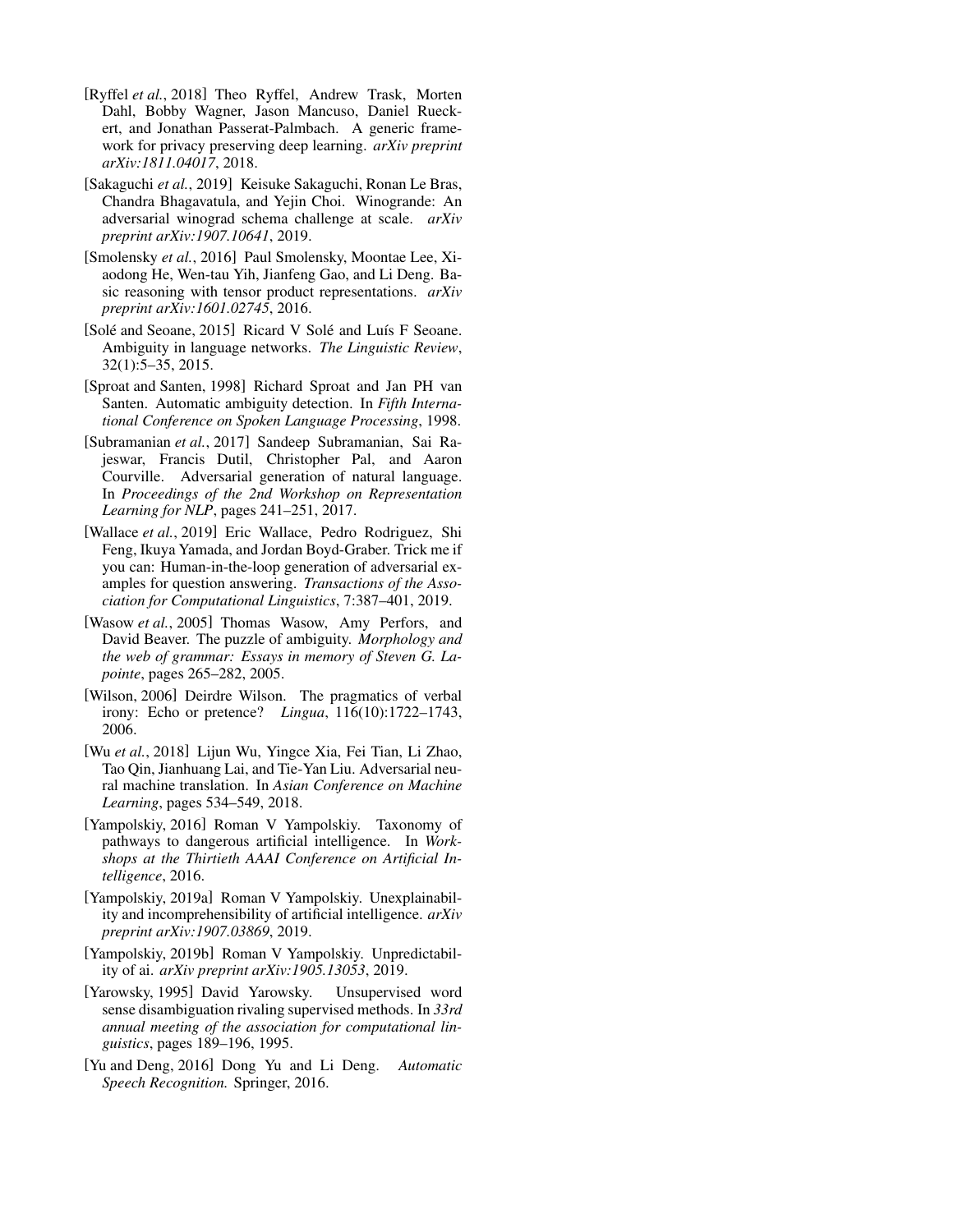[Ryffel *et al.*, 2018] Theo Ryffel, Andrew Trask, Morten Dahl, Bobby Wagner, Jason Mancuso, Daniel Rueckert, and Jonathan Passerat-Palmbach. A generic framework for privacy preserving deep learning. *arXiv preprint arXiv:1811.04017*, 2018.

[Sakaguchi *et al.*, 2019] Keisuke Sakaguchi, Ronan Le Bras, Chandra Bhagavatula, and Yejin Choi. Winogrande: An adversarial winograd schema challenge at scale. *arXiv preprint arXiv:1907.10641*, 2019.

[Smolensky *et al.*, 2016] Paul Smolensky, Moontae Lee, Xiaodong He, Wen-tau Yih, Jianfeng Gao, and Li Deng. Basic reasoning with tensor product representations. *arXiv preprint arXiv:1601.02745*, 2016.

[Solé and Seoane, 2015] Ricard V Solé and Luís F Seoane. Ambiguity in language networks. *The Linguistic Review*, 32(1):5–35, 2015.

[Sproat and Santen, 1998] Richard Sproat and Jan PH van Santen. Automatic ambiguity detection. In *Fifth International Conference on Spoken Language Processing*, 1998.

[Subramanian *et al.*, 2017] Sandeep Subramanian, Sai Rajeswar, Francis Dutil, Christopher Pal, and Aaron Courville. Adversarial generation of natural language. In *Proceedings of the 2nd Workshop on Representation Learning for NLP*, pages 241–251, 2017.

[Wallace *et al.*, 2019] Eric Wallace, Pedro Rodriguez, Shi Feng, Ikuya Yamada, and Jordan Boyd-Graber. Trick me if you can: Human-in-the-loop generation of adversarial examples for question answering. *Transactions of the Association for Computational Linguistics*, 7:387–401, 2019.

[Wasow *et al.*, 2005] Thomas Wasow, Amy Perfors, and David Beaver. The puzzle of ambiguity. *Morphology and the web of grammar: Essays in memory of Steven G. Lapointe*, pages 265–282, 2005.

[Wilson, 2006] Deirdre Wilson. The pragmatics of verbal irony: Echo or pretence? *Lingua*, 116(10):1722–1743, 2006.

[Wu *et al.*, 2018] Lijun Wu, Yingce Xia, Fei Tian, Li Zhao, Tao Qin, Jianhuang Lai, and Tie-Yan Liu. Adversarial neural machine translation. In *Asian Conference on Machine Learning*, pages 534–549, 2018.

[Yampolskiy, 2016] Roman V Yampolskiy. Taxonomy of pathways to dangerous artificial intelligence. In *Workshops at the Thirtieth AAAI Conference on Artificial Intelligence*, 2016.

[Yampolskiy, 2019a] Roman V Yampolskiy. Unexplainability and incomprehensibility of artificial intelligence. *arXiv preprint arXiv:1907.03869*, 2019.

[Yampolskiy, 2019b] Roman V Yampolskiy. Unpredictability of ai. *arXiv preprint arXiv:1905.13053*, 2019.

[Yarowsky, 1995] David Yarowsky. Unsupervised word sense disambiguation rivaling supervised methods. In *33rd annual meeting of the association for computational linguistics*, pages 189–196, 1995.

[Yu and Deng, 2016] Dong Yu and Li Deng. *Automatic Speech Recognition.* Springer, 2016.